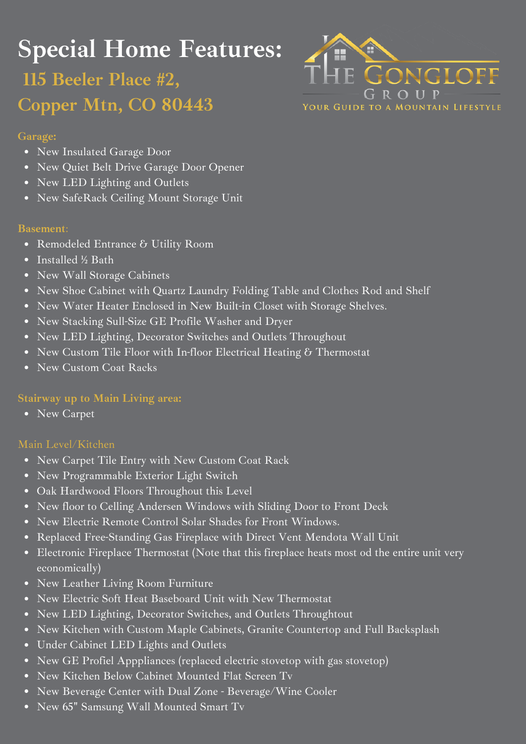# Special Home Features:

## 115 Beeler Place #2, Copper Mtn, CO 80443

THE GONGLOFF GROUP
YOUR GUIDE TO A MOUNTAIN LIFESTYLE

### Garage:

- New Insulated Garage Door
- New Quiet Belt Drive Garage Door Opener
- New LED Lighting and Outlets
- New SafeRack Ceiling Mount Storage Unit

### Basement:

- Remodeled Entrance & Utility Room
- Installed ½ Bath
- New Wall Storage Cabinets
- New Shoe Cabinet with Quartz Laundry Folding Table and Clothes Rod and Shelf
- New Water Heater Enclosed in New Built-in Closet with Storage Shelves.
- New Stacking Sull-Size GE Profile Washer and Dryer
- New LED Lighting, Decorator Switches and Outlets Throughout
- New Custom Tile Floor with In-floor Electrical Heating & Thermostat
- New Custom Coat Racks

### Stairway up to Main Living area:

- New Carpet

### Main Level/Kitchen

- New Carpet Tile Entry with New Custom Coat Rack
- New Programmable Exterior Light Switch
- Oak Hardwood Floors Throughout this Level
- New floor to Celling Andersen Windows with Sliding Door to Front Deck
- New Electric Remote Control Solar Shades for Front Windows.
- Replaced Free-Standing Gas Fireplace with Direct Vent Mendota Wall Unit
- Electronic Fireplace Thermostat (Note that this fireplace heats most od the entire unit very economically)
- New Leather Living Room Furniture
- New Electric Soft Heat Baseboard Unit with New Thermostat
- New LED Lighting, Decorator Switches, and Outlets Throughtout
- New Kitchen with Custom Maple Cabinets, Granite Countertop and Full Backsplash
- Under Cabinet LED Lights and Outlets
- New GE Profiel Apppliances (replaced electric stovetop with gas stovetop)
- New Kitchen Below Cabinet Mounted Flat Screen Tv
- New Beverage Center with Dual Zone - Beverage/Wine Cooler
- New 65" Samsung Wall Mounted Smart Tv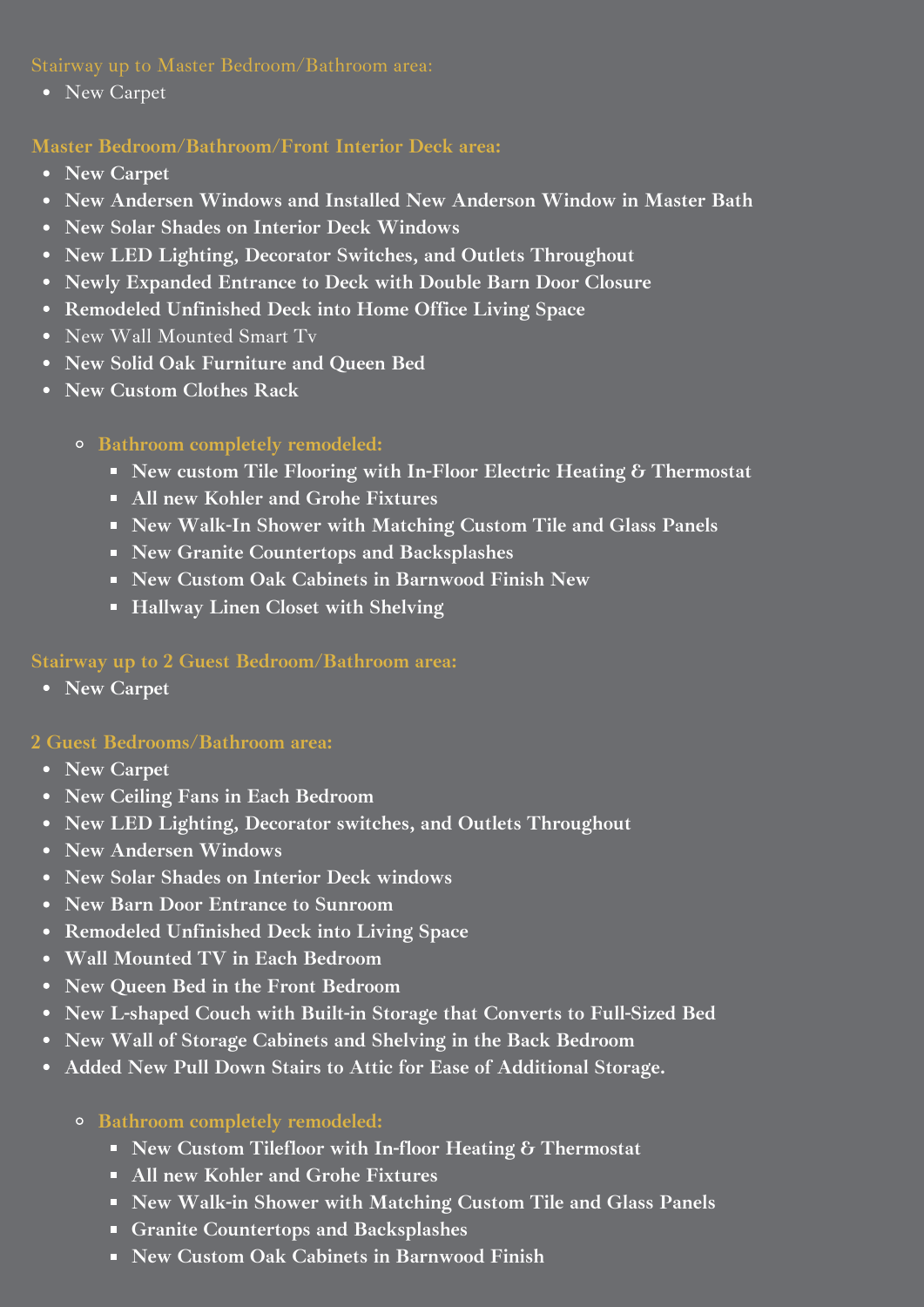Stairway up to Master Bedroom/Bathroom area:

- New Carpet

**Master Bedroom/Bathroom/Front Interior Deck area:**

- **New Carpet**
- **New Andersen Windows and Installed New Anderson Window in Master Bath**
- **New Solar Shades on Interior Deck Windows**
- **New LED Lighting, Decorator Switches, and Outlets Throughout**
- **Newly Expanded Entrance to Deck with Double Barn Door Closure**
- **Remodeled Unfinished Deck into Home Office Living Space**
- New Wall Mounted Smart Tv
- **New Solid Oak Furniture and Queen Bed**
- **New Custom Clothes Rack**

  - **Bathroom completely remodeled:**
    - **New custom Tile Flooring with In-Floor Electric Heating & Thermostat**
    - **All new Kohler and Grohe Fixtures**
    - **New Walk-In Shower with Matching Custom Tile and Glass Panels**
    - **New Granite Countertops and Backsplashes**
    - **New Custom Oak Cabinets in Barnwood Finish New**
    - **Hallway Linen Closet with Shelving**

**Stairway up to 2 Guest Bedroom/Bathroom area:**

- **New Carpet**

**2 Guest Bedrooms/Bathroom area:**

- **New Carpet**
- **New Ceiling Fans in Each Bedroom**
- **New LED Lighting, Decorator switches, and Outlets Throughout**
- **New Andersen Windows**
- **New Solar Shades on Interior Deck windows**
- **New Barn Door Entrance to Sunroom**
- **Remodeled Unfinished Deck into Living Space**
- **Wall Mounted TV in Each Bedroom**
- **New Queen Bed in the Front Bedroom**
- **New L-shaped Couch with Built-in Storage that Converts to Full-Sized Bed**
- **New Wall of Storage Cabinets and Shelving in the Back Bedroom**
- **Added New Pull Down Stairs to Attic for Ease of Additional Storage.**

  - **Bathroom completely remodeled:**
    - **New Custom Tilefloor with In-floor Heating & Thermostat**
    - **All new Kohler and Grohe Fixtures**
    - **New Walk-in Shower with Matching Custom Tile and Glass Panels**
    - **Granite Countertops and Backsplashes**
    - **New Custom Oak Cabinets in Barnwood Finish**